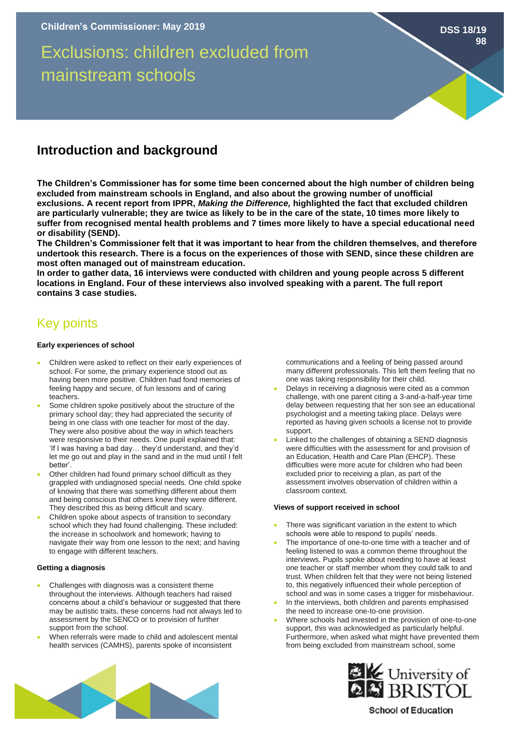Children's Commissioner: May 2019

DSS 18/19 98

# Exclusions: children excluded from mainstream schools

## Introduction and background

**The Children's Commissioner has for some time been concerned about the high number of children being excluded from mainstream schools in England, and also about the growing number of unofficial exclusions. A recent report from IPPR, *Making the Difference,* highlighted the fact that excluded children are particularly vulnerable; they are twice as likely to be in the care of the state, 10 times more likely to suffer from recognised mental health problems and 7 times more likely to have a special educational need or disability (SEND).**

**The Children's Commissioner felt that it was important to hear from the children themselves, and therefore undertook this research. There is a focus on the experiences of those with SEND, since these children are most often managed out of mainstream education.**

**In order to gather data, 16 interviews were conducted with children and young people across 5 different locations in England. Four of these interviews also involved speaking with a parent. The full report contains 3 case studies.**

## Key points

### Early experiences of school

- Children were asked to reflect on their early experiences of school. For some, the primary experience stood out as having been more positive. Children had fond memories of feeling happy and secure, of fun lessons and of caring teachers.
- Some children spoke positively about the structure of the primary school day; they had appreciated the security of being in one class with one teacher for most of the day. They were also positive about the way in which teachers were responsive to their needs. One pupil explained that: 'If I was having a bad day… they'd understand, and they'd let me go out and play in the sand and in the mud until I felt better'.
- Other children had found primary school difficult as they grappled with undiagnosed special needs. One child spoke of knowing that there was something different about them and being conscious that others knew they were different. They described this as being difficult and scary.
- Children spoke about aspects of transition to secondary school which they had found challenging. These included: the increase in schoolwork and homework; having to navigate their way from one lesson to the next; and having to engage with different teachers.

### Getting a diagnosis

- Challenges with diagnosis was a consistent theme throughout the interviews. Although teachers had raised concerns about a child's behaviour or suggested that there may be autistic traits, these concerns had not always led to assessment by the SENCO or to provision of further support from the school.
- When referrals were made to child and adolescent mental health services (CAMHS), parents spoke of inconsistent communications and a feeling of being passed around many different professionals. This left them feeling that no one was taking responsibility for their child.
- Delays in receiving a diagnosis were cited as a common challenge, with one parent citing a 3-and-a-half-year time delay between requesting that her son see an educational psychologist and a meeting taking place. Delays were reported as having given schools a license not to provide support.
- Linked to the challenges of obtaining a SEND diagnosis were difficulties with the assessment for and provision of an Education, Health and Care Plan (EHCP). These difficulties were more acute for children who had been excluded prior to receiving a plan, as part of the assessment involves observation of children within a classroom context.

### Views of support received in school

- There was significant variation in the extent to which schools were able to respond to pupils' needs.
- The importance of one-to-one time with a teacher and of feeling listened to was a common theme throughout the interviews. Pupils spoke about needing to have at least one teacher or staff member whom they could talk to and trust. When children felt that they were not being listened to, this negatively influenced their whole perception of school and was in some cases a trigger for misbehaviour.
- In the interviews, both children and parents emphasised the need to increase one-to-one provision.
- Where schools had invested in the provision of one-to-one support, this was acknowledged as particularly helpful. Furthermore, when asked what might have prevented them from being excluded from mainstream school, some

University of BRISTOL
School of Education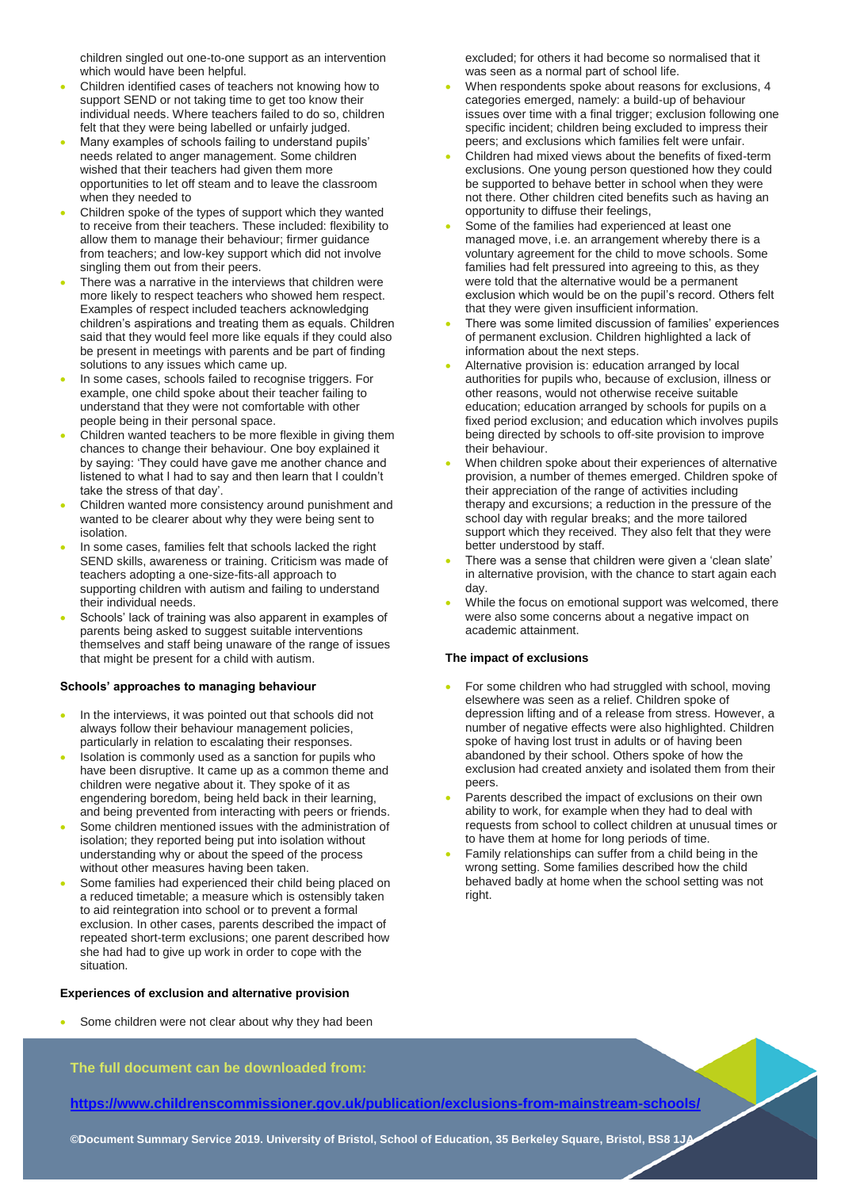children singled out one-to-one support as an intervention which would have been helpful.

- Children identified cases of teachers not knowing how to support SEND or not taking time to get too know their individual needs. Where teachers failed to do so, children felt that they were being labelled or unfairly judged.
- Many examples of schools failing to understand pupils' needs related to anger management. Some children wished that their teachers had given them more opportunities to let off steam and to leave the classroom when they needed to
- Children spoke of the types of support which they wanted to receive from their teachers. These included: flexibility to allow them to manage their behaviour; firmer guidance from teachers; and low-key support which did not involve singling them out from their peers.
- There was a narrative in the interviews that children were more likely to respect teachers who showed hem respect. Examples of respect included teachers acknowledging children's aspirations and treating them as equals. Children said that they would feel more like equals if they could also be present in meetings with parents and be part of finding solutions to any issues which came up.
- In some cases, schools failed to recognise triggers. For example, one child spoke about their teacher failing to understand that they were not comfortable with other people being in their personal space.
- Children wanted teachers to be more flexible in giving them chances to change their behaviour. One boy explained it by saying: 'They could have gave me another chance and listened to what I had to say and then learn that I couldn't take the stress of that day'.
- Children wanted more consistency around punishment and wanted to be clearer about why they were being sent to isolation.
- In some cases, families felt that schools lacked the right SEND skills, awareness or training. Criticism was made of teachers adopting a one-size-fits-all approach to supporting children with autism and failing to understand their individual needs.
- Schools' lack of training was also apparent in examples of parents being asked to suggest suitable interventions themselves and staff being unaware of the range of issues that might be present for a child with autism.

**Schools' approaches to managing behaviour**

- In the interviews, it was pointed out that schools did not always follow their behaviour management policies, particularly in relation to escalating their responses.
- Isolation is commonly used as a sanction for pupils who have been disruptive. It came up as a common theme and children were negative about it. They spoke of it as engendering boredom, being held back in their learning, and being prevented from interacting with peers or friends.
- Some children mentioned issues with the administration of isolation; they reported being put into isolation without understanding why or about the speed of the process without other measures having been taken.
- Some families had experienced their child being placed on a reduced timetable; a measure which is ostensibly taken to aid reintegration into school or to prevent a formal exclusion. In other cases, parents described the impact of repeated short-term exclusions; one parent described how she had had to give up work in order to cope with the situation.

**Experiences of exclusion and alternative provision**

- Some children were not clear about why they had been excluded; for others it had become so normalised that it was seen as a normal part of school life.
- When respondents spoke about reasons for exclusions, 4 categories emerged, namely: a build-up of behaviour issues over time with a final trigger; exclusion following one specific incident; children being excluded to impress their peers; and exclusions which families felt were unfair.
- Children had mixed views about the benefits of fixed-term exclusions. One young person questioned how they could be supported to behave better in school when they were not there. Other children cited benefits such as having an opportunity to diffuse their feelings,
- Some of the families had experienced at least one managed move, i.e. an arrangement whereby there is a voluntary agreement for the child to move schools. Some families had felt pressured into agreeing to this, as they were told that the alternative would be a permanent exclusion which would be on the pupil's record. Others felt that they were given insufficient information.
- There was some limited discussion of families' experiences of permanent exclusion. Children highlighted a lack of information about the next steps.
- Alternative provision is: education arranged by local authorities for pupils who, because of exclusion, illness or other reasons, would not otherwise receive suitable education; education arranged by schools for pupils on a fixed period exclusion; and education which involves pupils being directed by schools to off-site provision to improve their behaviour.
- When children spoke about their experiences of alternative provision, a number of themes emerged. Children spoke of their appreciation of the range of activities including therapy and excursions; a reduction in the pressure of the school day with regular breaks; and the more tailored support which they received. They also felt that they were better understood by staff.
- There was a sense that children were given a 'clean slate' in alternative provision, with the chance to start again each day.
- While the focus on emotional support was welcomed, there were also some concerns about a negative impact on academic attainment.

**The impact of exclusions**

- For some children who had struggled with school, moving elsewhere was seen as a relief. Children spoke of depression lifting and of a release from stress. However, a number of negative effects were also highlighted. Children spoke of having lost trust in adults or of having been abandoned by their school. Others spoke of how the exclusion had created anxiety and isolated them from their peers.
- Parents described the impact of exclusions on their own ability to work, for example when they had to deal with requests from school to collect children at unusual times or to have them at home for long periods of time.
- Family relationships can suffer from a child being in the wrong setting. Some families described how the child behaved badly at home when the school setting was not right.

**The full document can be downloaded from:**

https://www.childrenscommissioner.gov.uk/publication/exclusions-from-mainstream-schools/

©Document Summary Service 2019. University of Bristol, School of Education, 35 Berkeley Square, Bristol, BS8 1JA